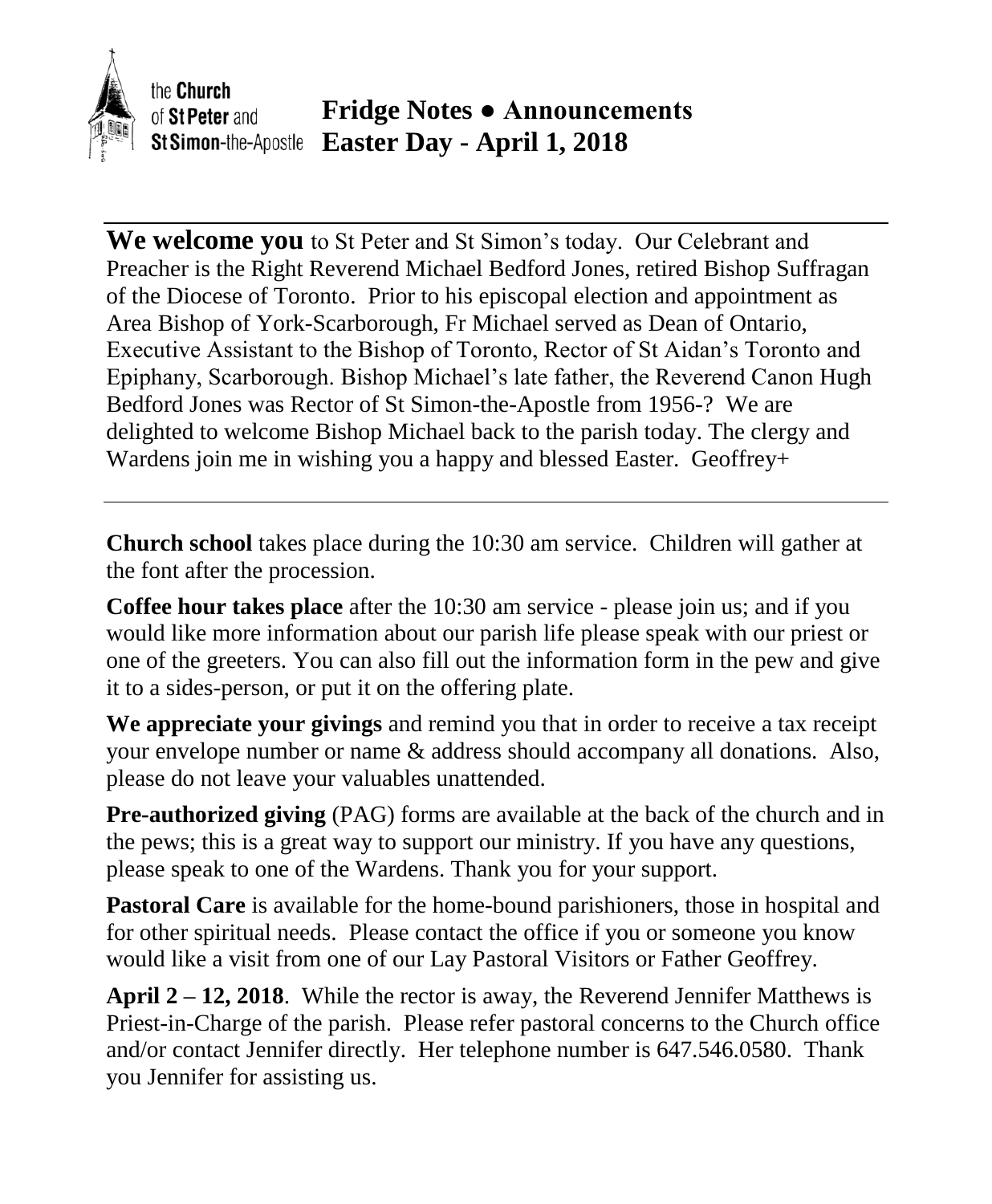the **Church** of **St Peter** and **St Simon**-the-Apostle

# Fridge Notes ● Announcements
# Easter Day - April 1, 2018

---

**We welcome you** to St Peter and St Simon's today. Our Celebrant and Preacher is the Right Reverend Michael Bedford Jones, retired Bishop Suffragan of the Diocese of Toronto. Prior to his episcopal election and appointment as Area Bishop of York-Scarborough, Fr Michael served as Dean of Ontario, Executive Assistant to the Bishop of Toronto, Rector of St Aidan's Toronto and Epiphany, Scarborough. Bishop Michael's late father, the Reverend Canon Hugh Bedford Jones was Rector of St Simon-the-Apostle from 1956-? We are delighted to welcome Bishop Michael back to the parish today. The clergy and Wardens join me in wishing you a happy and blessed Easter. Geoffrey+

---

**Church school** takes place during the 10:30 am service. Children will gather at the font after the procession.

**Coffee hour takes place** after the 10:30 am service - please join us; and if you would like more information about our parish life please speak with our priest or one of the greeters. You can also fill out the information form in the pew and give it to a sides-person, or put it on the offering plate.

**We appreciate your givings** and remind you that in order to receive a tax receipt your envelope number or name & address should accompany all donations. Also, please do not leave your valuables unattended.

**Pre-authorized giving** (PAG) forms are available at the back of the church and in the pews; this is a great way to support our ministry. If you have any questions, please speak to one of the Wardens. Thank you for your support.

**Pastoral Care** is available for the home-bound parishioners, those in hospital and for other spiritual needs. Please contact the office if you or someone you know would like a visit from one of our Lay Pastoral Visitors or Father Geoffrey.

**April 2 – 12, 2018**. While the rector is away, the Reverend Jennifer Matthews is Priest-in-Charge of the parish. Please refer pastoral concerns to the Church office and/or contact Jennifer directly. Her telephone number is 647.546.0580. Thank you Jennifer for assisting us.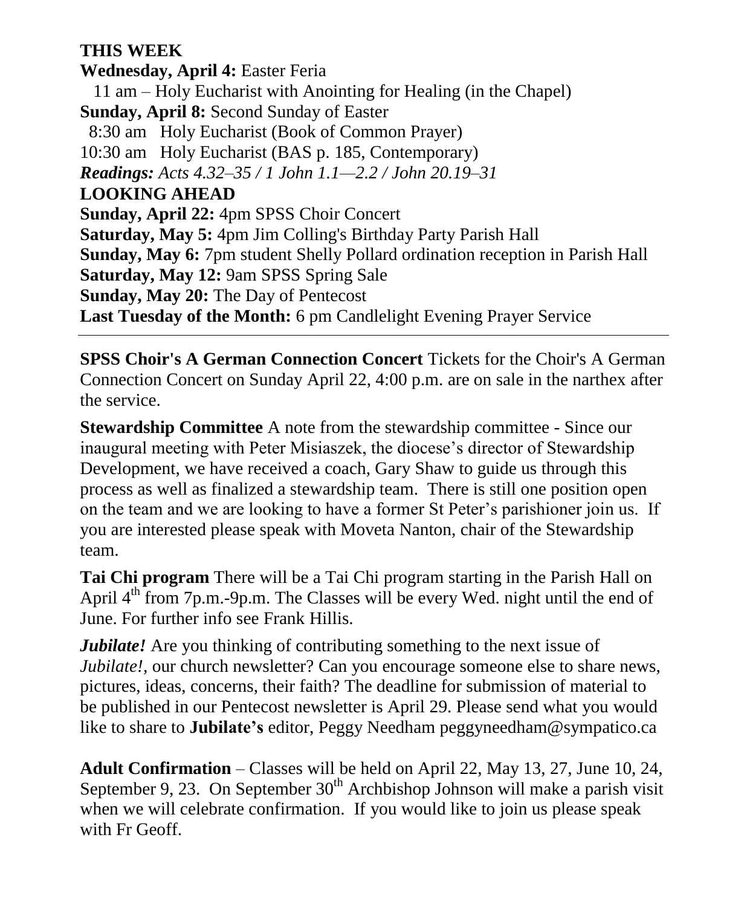**THIS WEEK**

**Wednesday, April 4:** Easter Feria
11 am – Holy Eucharist with Anointing for Healing (in the Chapel)

**Sunday, April 8:** Second Sunday of Easter
8:30 am Holy Eucharist (Book of Common Prayer)
10:30 am Holy Eucharist (BAS p. 185, Contemporary)

***Readings:*** *Acts 4.32–35 / 1 John 1.1—2.2 / John 20.19–31*

**LOOKING AHEAD**

**Sunday, April 22:** 4pm SPSS Choir Concert
**Saturday, May 5:** 4pm Jim Colling's Birthday Party Parish Hall
**Sunday, May 6:** 7pm student Shelly Pollard ordination reception in Parish Hall
**Saturday, May 12:** 9am SPSS Spring Sale
**Sunday, May 20:** The Day of Pentecost
**Last Tuesday of the Month:** 6 pm Candlelight Evening Prayer Service

---

**SPSS Choir's A German Connection Concert** Tickets for the Choir's A German Connection Concert on Sunday April 22, 4:00 p.m. are on sale in the narthex after the service.

**Stewardship Committee** A note from the stewardship committee - Since our inaugural meeting with Peter Misiaszek, the diocese's director of Stewardship Development, we have received a coach, Gary Shaw to guide us through this process as well as finalized a stewardship team. There is still one position open on the team and we are looking to have a former St Peter's parishioner join us. If you are interested please speak with Moveta Nanton, chair of the Stewardship team.

**Tai Chi program** There will be a Tai Chi program starting in the Parish Hall on April 4th from 7p.m.-9p.m. The Classes will be every Wed. night until the end of June. For further info see Frank Hillis.

***Jubilate!*** Are you thinking of contributing something to the next issue of *Jubilate!*, our church newsletter? Can you encourage someone else to share news, pictures, ideas, concerns, their faith? The deadline for submission of material to be published in our Pentecost newsletter is April 29. Please send what you would like to share to **Jubilate's** editor, Peggy Needham peggyneedham@sympatico.ca

**Adult Confirmation** – Classes will be held on April 22, May 13, 27, June 10, 24, September 9, 23. On September 30th Archbishop Johnson will make a parish visit when we will celebrate confirmation. If you would like to join us please speak with Fr Geoff.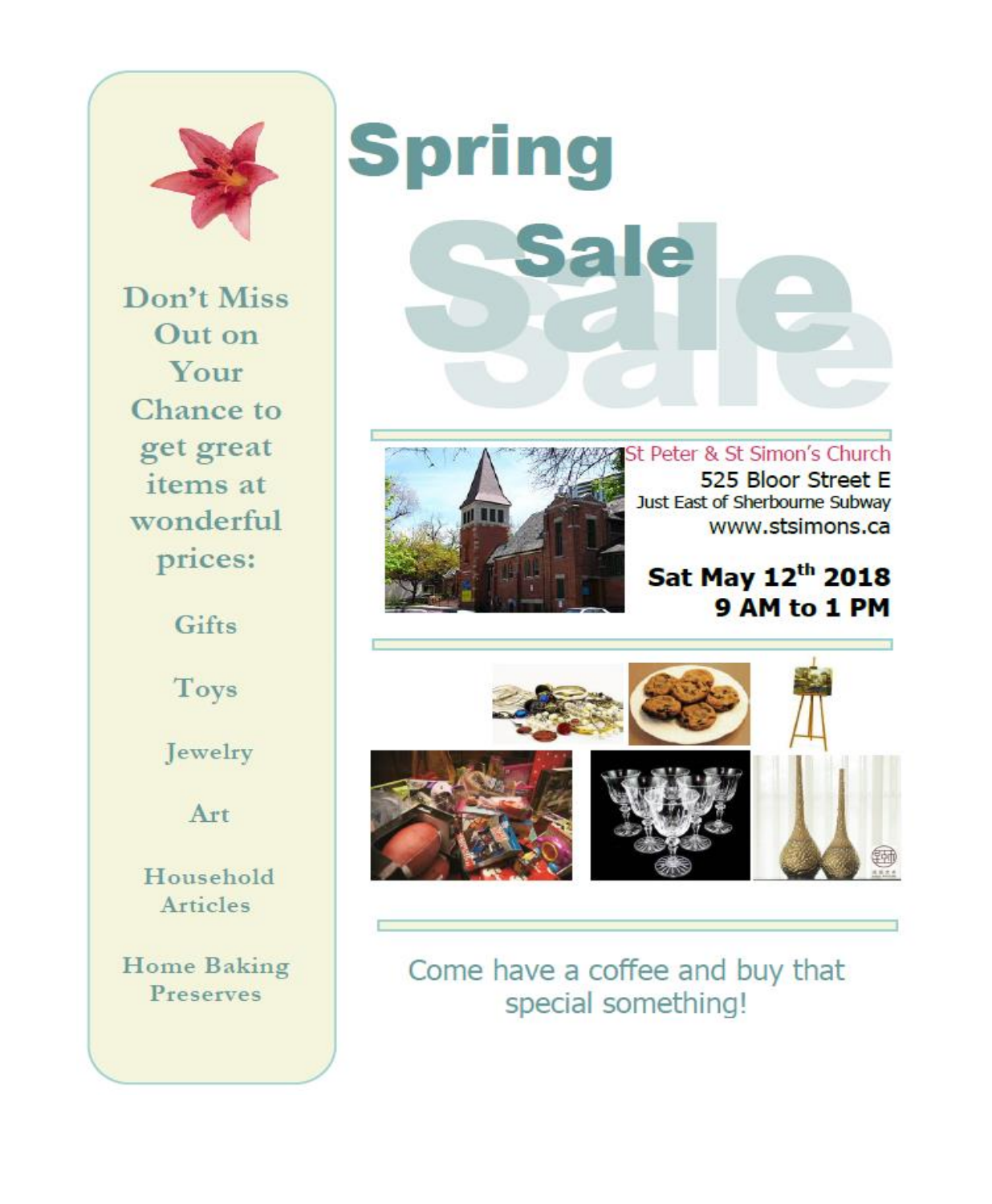# Spring Sale

Don't Miss Out on Your Chance to get great items at wonderful prices:

- Gifts
- Toys
- Jewelry
- Art
- Household Articles
- Home Baking Preserves

St Peter & St Simon's Church
525 Bloor Street E
Just East of Sherbourne Subway
www.stsimons.ca

**Sat May 12th 2018**
**9 AM to 1 PM**

Come have a coffee and buy that special something!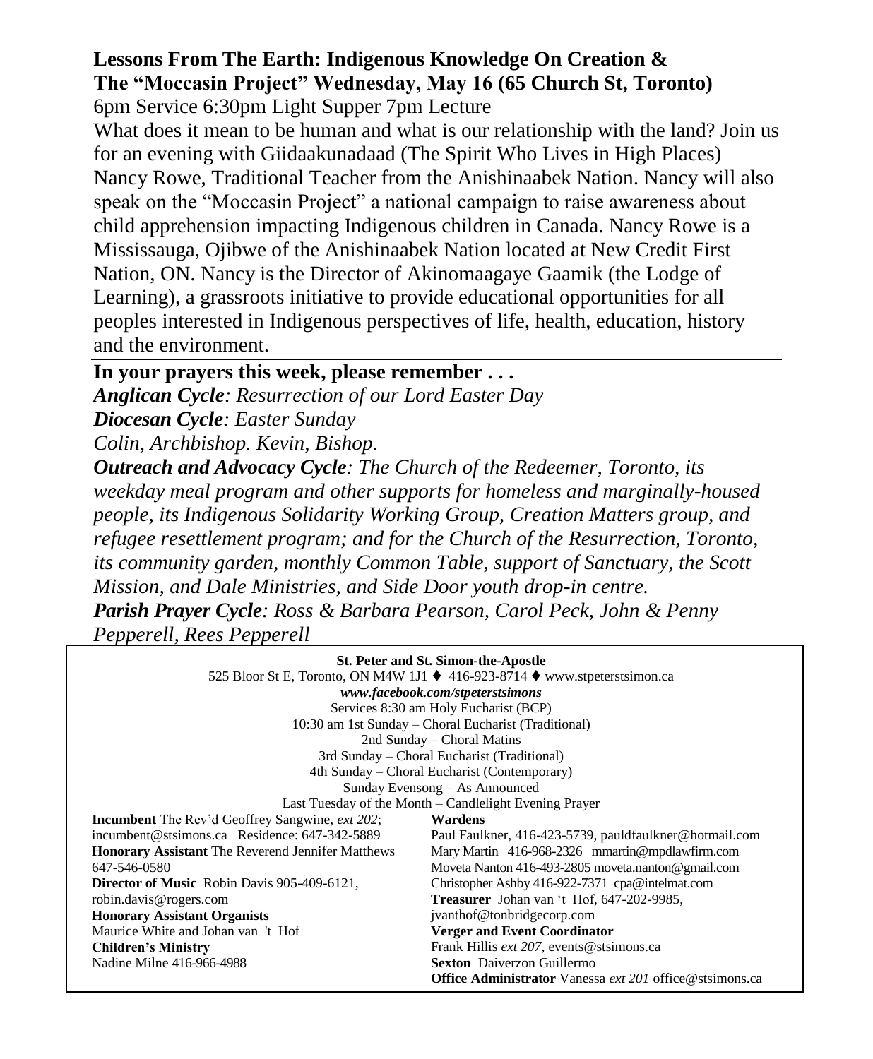**Lessons From The Earth: Indigenous Knowledge On Creation & The "Moccasin Project" Wednesday, May 16 (65 Church St, Toronto)**

6pm Service 6:30pm Light Supper 7pm Lecture

What does it mean to be human and what is our relationship with the land? Join us for an evening with Giidaakunadaad (The Spirit Who Lives in High Places) Nancy Rowe, Traditional Teacher from the Anishinaabek Nation. Nancy will also speak on the "Moccasin Project" a national campaign to raise awareness about child apprehension impacting Indigenous children in Canada. Nancy Rowe is a Mississauga, Ojibwe of the Anishinaabek Nation located at New Credit First Nation, ON. Nancy is the Director of Akinomaagaye Gaamik (the Lodge of Learning), a grassroots initiative to provide educational opportunities for all peoples interested in Indigenous perspectives of life, health, education, history and the environment.

---

**In your prayers this week, please remember . . .**

***Anglican Cycle****: Resurrection of our Lord Easter Day*

***Diocesan Cycle****: Easter Sunday*

*Colin, Archbishop. Kevin, Bishop.*

***Outreach and Advocacy Cycle****: The Church of the Redeemer, Toronto, its weekday meal program and other supports for homeless and marginally-housed people, its Indigenous Solidarity Working Group, Creation Matters group, and refugee resettlement program; and for the Church of the Resurrection, Toronto, its community garden, monthly Common Table, support of Sanctuary, the Scott Mission, and Dale Ministries, and Side Door youth drop-in centre.*

***Parish Prayer Cycle****: Ross & Barbara Pearson, Carol Peck, John & Penny Pepperell, Rees Pepperell*

---

**St. Peter and St. Simon-the-Apostle**

525 Bloor St E, Toronto, ON M4W 1J1 ♦ 416-923-8714 ♦ www.stpeterstsimon.ca

***www.facebook.com/stpeterstsimons***

Services 8:30 am Holy Eucharist (BCP)

10:30 am 1st Sunday – Choral Eucharist (Traditional)

2nd Sunday – Choral Matins

3rd Sunday – Choral Eucharist (Traditional)

4th Sunday – Choral Eucharist (Contemporary)

Sunday Evensong – As Announced

Last Tuesday of the Month – Candlelight Evening Prayer

**Incumbent** The Rev'd Geoffrey Sangwine, *ext 202*; incumbent@stsimons.ca Residence: 647-342-5889

**Honorary Assistant** The Reverend Jennifer Matthews 647-546-0580

**Director of Music** Robin Davis 905-409-6121, robin.davis@rogers.com

**Honorary Assistant Organists**
Maurice White and Johan van 't Hof

**Children's Ministry**
Nadine Milne 416-966-4988

**Wardens**
Paul Faulkner, 416-423-5739, pauldfaulkner@hotmail.com
Mary Martin 416-968-2326 mmartin@mpdlawfirm.com
Moveta Nanton 416-493-2805 moveta.nanton@gmail.com
Christopher Ashby 416-922-7371 cpa@intelmat.com

**Treasurer** Johan van 't Hof, 647-202-9985, jvanthof@tonbridgecorp.com

**Verger and Event Coordinator**
Frank Hillis *ext 207*, events@stsimons.ca

**Sexton** Daiverzon Guillermo

**Office Administrator** Vanessa *ext 201* office@stsimons.ca